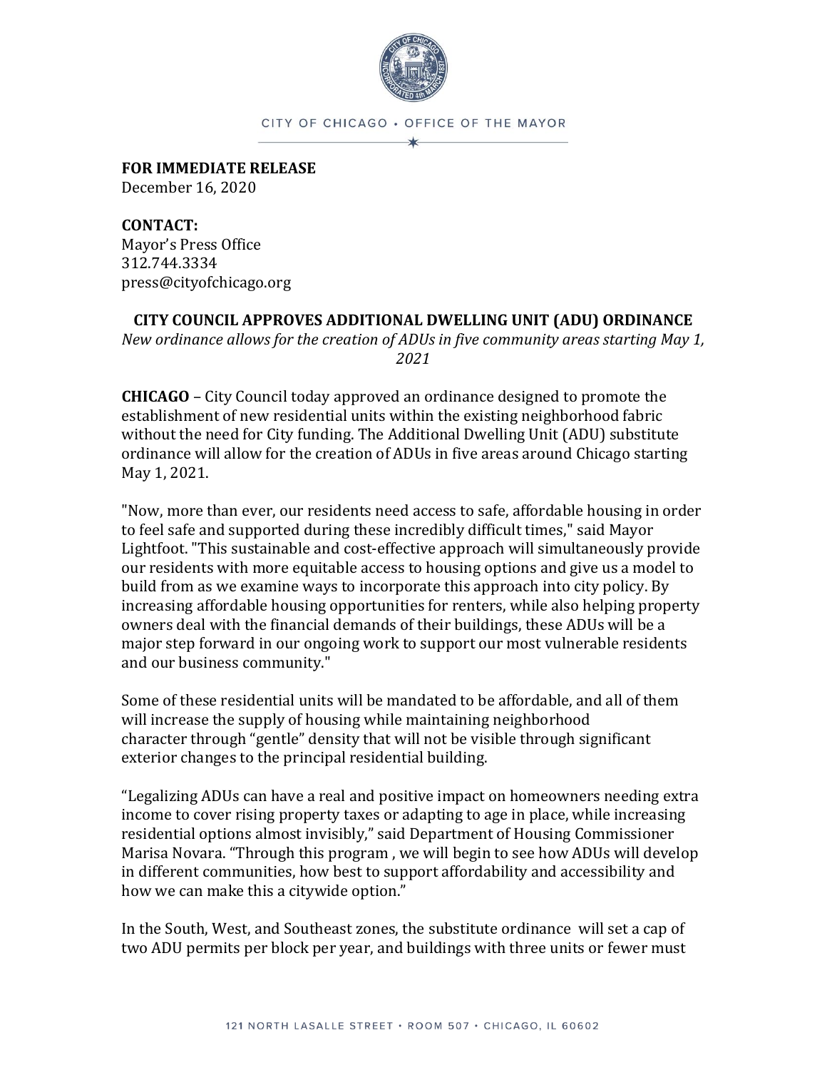CITY OF CHICAGO • OFFICE OF THE MAYOR

**FOR IMMEDIATE RELEASE**
December 16, 2020

**CONTACT:**
Mayor's Press Office
312.744.3334
press@cityofchicago.org

## CITY COUNCIL APPROVES ADDITIONAL DWELLING UNIT (ADU) ORDINANCE

*New ordinance allows for the creation of ADUs in five community areas starting May 1, 2021*

**CHICAGO** – City Council today approved an ordinance designed to promote the establishment of new residential units within the existing neighborhood fabric without the need for City funding. The Additional Dwelling Unit (ADU) substitute ordinance will allow for the creation of ADUs in five areas around Chicago starting May 1, 2021.

"Now, more than ever, our residents need access to safe, affordable housing in order to feel safe and supported during these incredibly difficult times," said Mayor Lightfoot. "This sustainable and cost-effective approach will simultaneously provide our residents with more equitable access to housing options and give us a model to build from as we examine ways to incorporate this approach into city policy. By increasing affordable housing opportunities for renters, while also helping property owners deal with the financial demands of their buildings, these ADUs will be a major step forward in our ongoing work to support our most vulnerable residents and our business community."

Some of these residential units will be mandated to be affordable, and all of them will increase the supply of housing while maintaining neighborhood character through "gentle" density that will not be visible through significant exterior changes to the principal residential building.

"Legalizing ADUs can have a real and positive impact on homeowners needing extra income to cover rising property taxes or adapting to age in place, while increasing residential options almost invisibly," said Department of Housing Commissioner Marisa Novara. "Through this program , we will begin to see how ADUs will develop in different communities, how best to support affordability and accessibility and how we can make this a citywide option."

In the South, West, and Southeast zones, the substitute ordinance will set a cap of two ADU permits per block per year, and buildings with three units or fewer must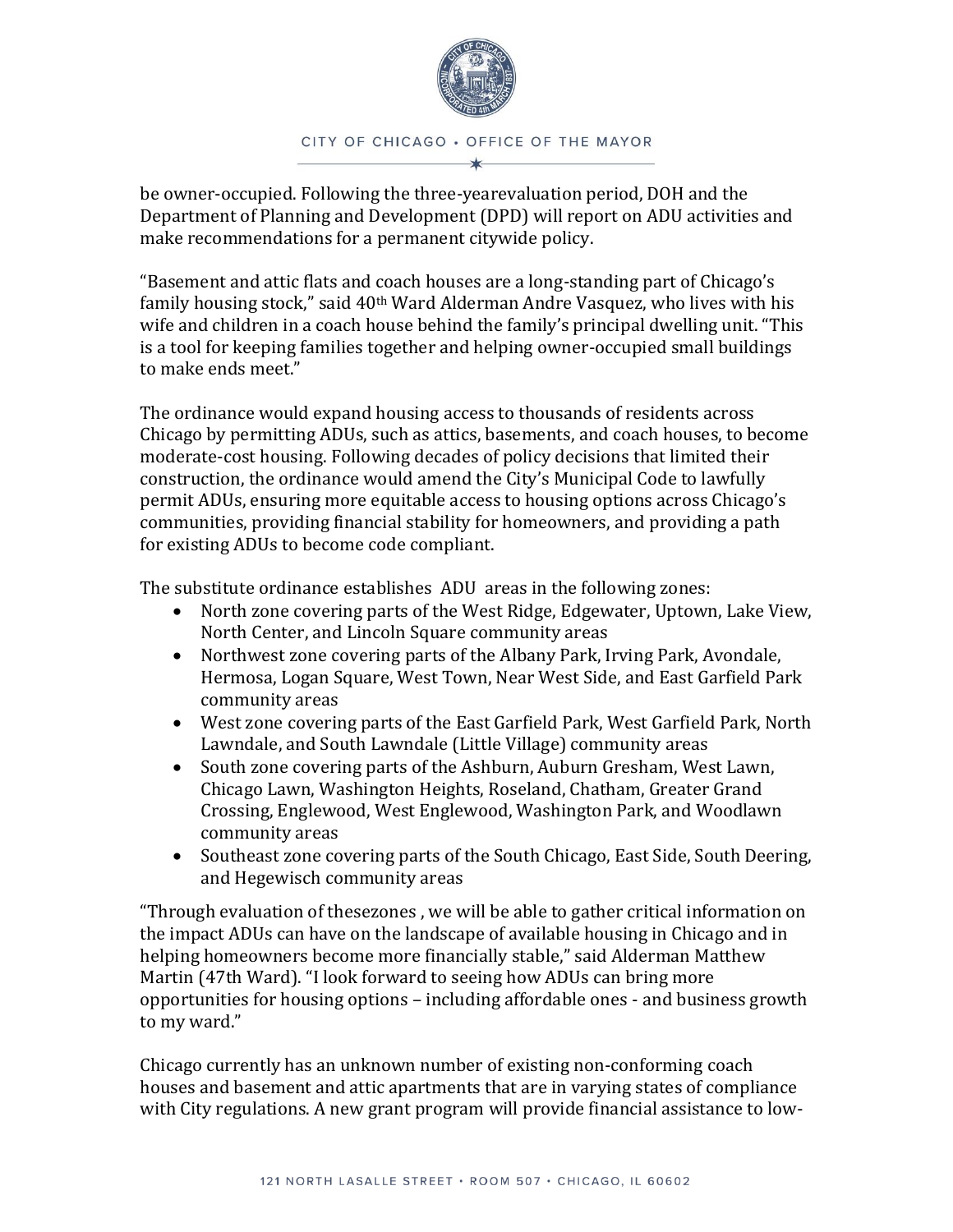be owner-occupied. Following the three-yearevaluation period, DOH and the Department of Planning and Development (DPD) will report on ADU activities and make recommendations for a permanent citywide policy.

“Basement and attic flats and coach houses are a long-standing part of Chicago’s family housing stock,” said 40th Ward Alderman Andre Vasquez, who lives with his wife and children in a coach house behind the family’s principal dwelling unit. “This is a tool for keeping families together and helping owner-occupied small buildings to make ends meet.”

The ordinance would expand housing access to thousands of residents across Chicago by permitting ADUs, such as attics, basements, and coach houses, to become moderate-cost housing. Following decades of policy decisions that limited their construction, the ordinance would amend the City’s Municipal Code to lawfully permit ADUs, ensuring more equitable access to housing options across Chicago’s communities, providing financial stability for homeowners, and providing a path for existing ADUs to become code compliant.

The substitute ordinance establishes ADU areas in the following zones:

- North zone covering parts of the West Ridge, Edgewater, Uptown, Lake View, North Center, and Lincoln Square community areas
- Northwest zone covering parts of the Albany Park, Irving Park, Avondale, Hermosa, Logan Square, West Town, Near West Side, and East Garfield Park community areas
- West zone covering parts of the East Garfield Park, West Garfield Park, North Lawndale, and South Lawndale (Little Village) community areas
- South zone covering parts of the Ashburn, Auburn Gresham, West Lawn, Chicago Lawn, Washington Heights, Roseland, Chatham, Greater Grand Crossing, Englewood, West Englewood, Washington Park, and Woodlawn community areas
- Southeast zone covering parts of the South Chicago, East Side, South Deering, and Hegewisch community areas

“Through evaluation of thesezones , we will be able to gather critical information on the impact ADUs can have on the landscape of available housing in Chicago and in helping homeowners become more financially stable,” said Alderman Matthew Martin (47th Ward). “I look forward to seeing how ADUs can bring more opportunities for housing options – including affordable ones - and business growth to my ward.”

Chicago currently has an unknown number of existing non-conforming coach houses and basement and attic apartments that are in varying states of compliance with City regulations. A new grant program will provide financial assistance to low-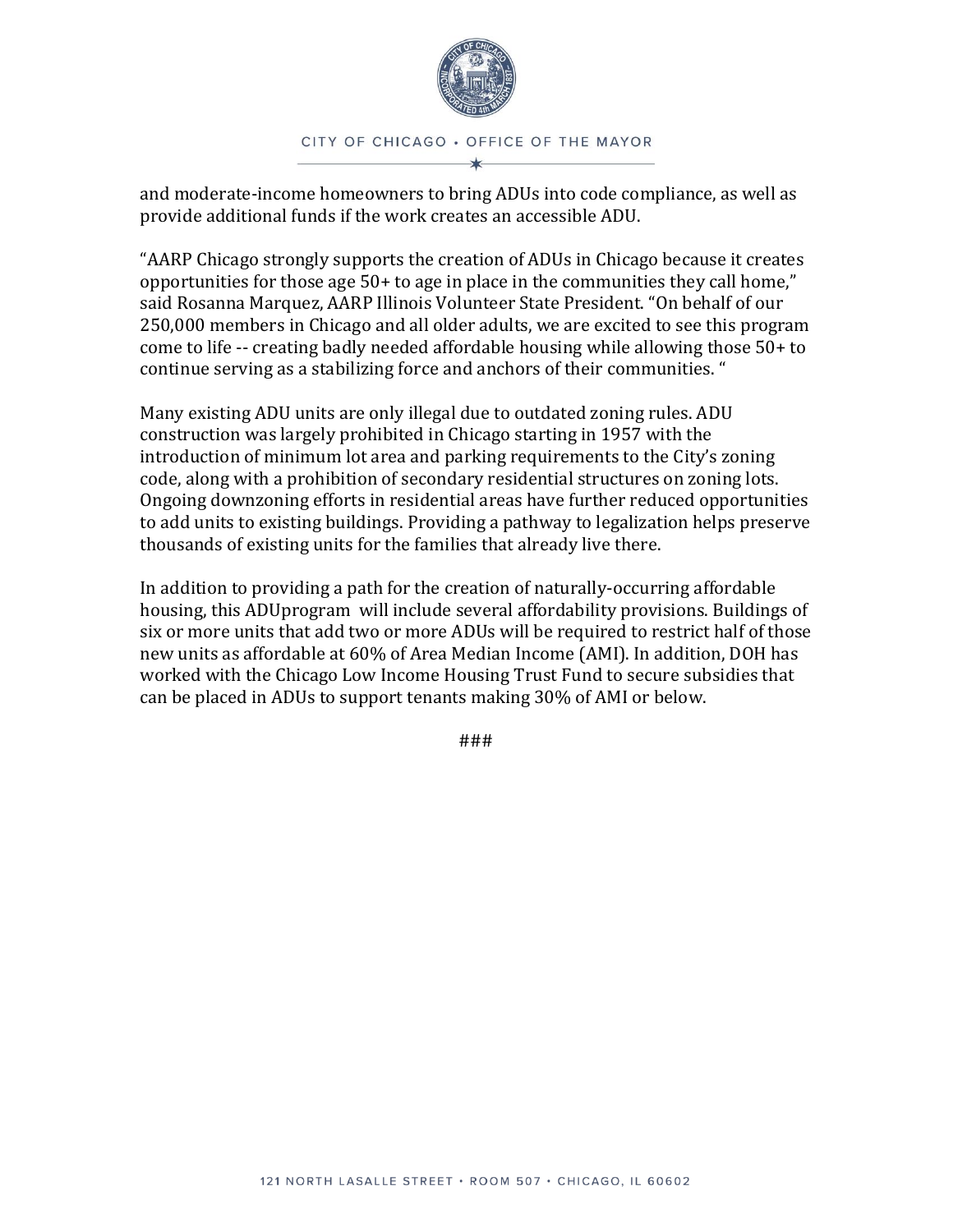and moderate-income homeowners to bring ADUs into code compliance, as well as provide additional funds if the work creates an accessible ADU.

“AARP Chicago strongly supports the creation of ADUs in Chicago because it creates opportunities for those age 50+ to age in place in the communities they call home,” said Rosanna Marquez, AARP Illinois Volunteer State President. “On behalf of our 250,000 members in Chicago and all older adults, we are excited to see this program come to life -- creating badly needed affordable housing while allowing those 50+ to continue serving as a stabilizing force and anchors of their communities. “

Many existing ADU units are only illegal due to outdated zoning rules. ADU construction was largely prohibited in Chicago starting in 1957 with the introduction of minimum lot area and parking requirements to the City’s zoning code, along with a prohibition of secondary residential structures on zoning lots. Ongoing downzoning efforts in residential areas have further reduced opportunities to add units to existing buildings. Providing a pathway to legalization helps preserve thousands of existing units for the families that already live there.

In addition to providing a path for the creation of naturally-occurring affordable housing, this ADUprogram will include several affordability provisions. Buildings of six or more units that add two or more ADUs will be required to restrict half of those new units as affordable at 60% of Area Median Income (AMI). In addition, DOH has worked with the Chicago Low Income Housing Trust Fund to secure subsidies that can be placed in ADUs to support tenants making 30% of AMI or below.

###